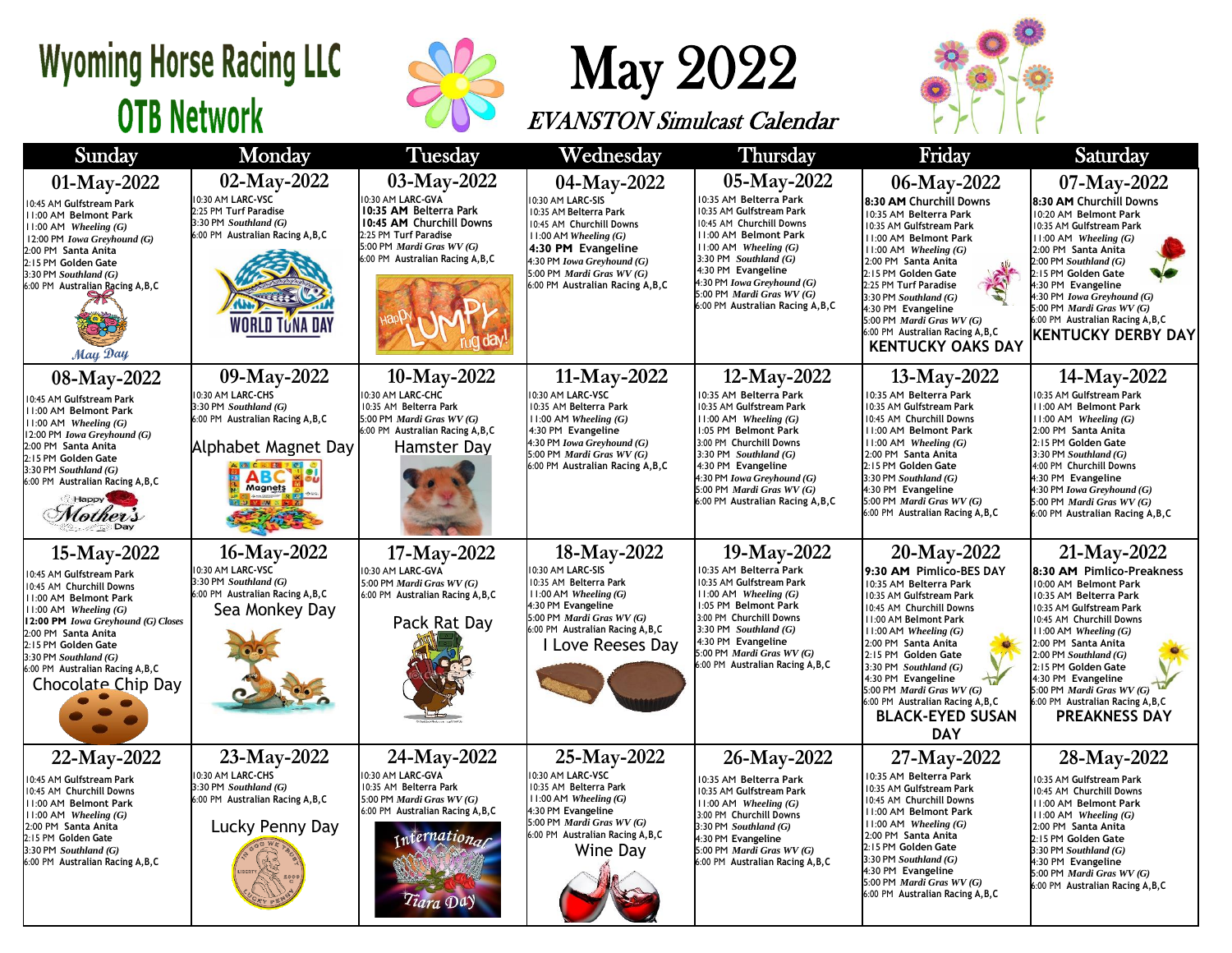# Wyoming Horse Racing LLC
## OTB Network

# May 2022
*EVANSTON Simulcast Calendar*

| Sunday | Monday | Tuesday | Wednesday | Thursday | Friday | Saturday |
|---|---|---|---|---|---|---|
| **01-May-2022**<br>10:45 AM Gulfstream Park<br>11:00 AM Belmont Park<br>11:00 AM *Wheeling (G)*<br>12:00 PM *Iowa Greyhound (G)*<br>2:00 PM Santa Anita<br>2:15 PM Golden Gate<br>3:30 PM *Southland (G)*<br>6:00 PM Australian Racing A,B,C<br>*May Day* | **02-May-2022**<br>10:30 AM LARC-VSC<br>2:25 PM Turf Paradise<br>3:30 PM *Southland (G)*<br>6:00 PM Australian Racing A,B,C<br>WORLD TUNA DAY | **03-May-2022**<br>10:30 AM LARC-GVA<br>**10:35 AM** Belterra Park<br>**10:45 AM** Churchill Downs<br>2:25 PM Turf Paradise<br>5:00 PM *Mardi Gras WV (G)*<br>6:00 PM Australian Racing A,B,C<br>Happy LUMPY rug day! | **04-May-2022**<br>10:30 AM LARC-SIS<br>10:35 AM Belterra Park<br>10:45 AM Churchill Downs<br>11:00 AM *Wheeling (G)*<br>**4:30 PM** Evangeline<br>4:30 PM *Iowa Greyhound (G)*<br>5:00 PM *Mardi Gras WV (G)*<br>6:00 PM Australian Racing A,B,C | **05-May-2022**<br>10:35 AM Belterra Park<br>10:35 AM Gulfstream Park<br>10:45 AM Churchill Downs<br>11:00 AM Belmont Park<br>11:00 AM *Wheeling (G)*<br>3:30 PM *Southland (G)*<br>4:30 PM Evangeline<br>4:30 PM *Iowa Greyhound (G)*<br>5:00 PM *Mardi Gras WV (G)*<br>6:00 PM Australian Racing A,B,C | **06-May-2022**<br>**8:30 AM** Churchill Downs<br>10:35 AM Belterra Park<br>10:35 AM Gulfstream Park<br>11:00 AM Belmont Park<br>11:00 AM *Wheeling (G)*<br>2:00 PM Santa Anita<br>2:15 PM Golden Gate<br>2:25 PM Turf Paradise<br>3:30 PM *Southland (G)*<br>4:30 PM Evangeline<br>5:00 PM *Mardi Gras WV (G)*<br>6:00 PM Australian Racing A,B,C<br>**KENTUCKY OAKS DAY** | **07-May-2022**<br>**8:30 AM** Churchill Downs<br>10:20 AM Belmont Park<br>10:35 AM Gulfstream Park<br>11:00 AM *Wheeling (G)*<br>2:00 PM Santa Anita<br>2:00 PM *Southland (G)*<br>2:15 PM Golden Gate<br>4:30 PM Evangeline<br>4:30 PM *Iowa Greyhound (G)*<br>5:00 PM *Mardi Gras WV (G)*<br>6:00 PM Australian Racing A,B,C<br>**KENTUCKY DERBY DAY** |
| **08-May-2022**<br>10:45 AM Gulfstream Park<br>11:00 AM Belmont Park<br>11:00 AM *Wheeling (G)*<br>12:00 PM *Iowa Greyhound (G)*<br>2:00 PM Santa Anita<br>2:15 PM Golden Gate<br>3:30 PM *Southland (G)*<br>6:00 PM Australian Racing A,B,C<br>Happy Mother's Day | **09-May-2022**<br>10:30 AM LARC-CHS<br>3:30 PM *Southland (G)*<br>6:00 PM Australian Racing A,B,C<br>Alphabet Magnet Day | **10-May-2022**<br>10:30 AM LARC-CHC<br>10:35 AM Belterra Park<br>5:00 PM *Mardi Gras WV (G)*<br>6:00 PM Australian Racing A,B,C<br>Hamster Day | **11-May-2022**<br>10:30 AM LARC-VSC<br>10:35 AM Belterra Park<br>11:00 AM *Wheeling (G)*<br>4:30 PM Evangeline<br>4:30 PM *Iowa Greyhound (G)*<br>5:00 PM *Mardi Gras WV (G)*<br>6:00 PM Australian Racing A,B,C | **12-May-2022**<br>10:35 AM Belterra Park<br>10:35 AM Gulfstream Park<br>11:00 AM *Wheeling (G)*<br>1:05 PM Belmont Park<br>3:00 PM Churchill Downs<br>3:30 PM *Southland (G)*<br>4:30 PM Evangeline<br>4:30 PM *Iowa Greyhound (G)*<br>5:00 PM *Mardi Gras WV (G)*<br>6:00 PM Australian Racing A,B,C | **13-May-2022**<br>10:35 AM Belterra Park<br>10:35 AM Gulfstream Park<br>10:45 AM Churchill Downs<br>11:00 AM Belmont Park<br>11:00 AM *Wheeling (G)*<br>2:00 PM Santa Anita<br>2:15 PM Golden Gate<br>3:30 PM *Southland (G)*<br>4:30 PM Evangeline<br>5:00 PM *Mardi Gras WV (G)*<br>6:00 PM Australian Racing A,B,C | **14-May-2022**<br>10:35 AM Gulfstream Park<br>11:00 AM Belmont Park<br>11:00 AM *Wheeling (G)*<br>2:00 PM Santa Anita<br>2:15 PM Golden Gate<br>3:30 PM *Southland (G)*<br>4:00 PM Churchill Downs<br>4:30 PM Evangeline<br>4:30 PM *Iowa Greyhound (G)*<br>5:00 PM *Mardi Gras WV (G)*<br>6:00 PM Australian Racing A,B,C |
| **15-May-2022**<br>10:45 AM Gulfstream Park<br>10:45 AM Churchill Downs<br>11:00 AM Belmont Park<br>11:00 AM *Wheeling (G)*<br>**12:00 PM** *Iowa Greyhound (G) Closes*<br>2:00 PM Santa Anita<br>2:15 PM Golden Gate<br>3:30 PM *Southland (G)*<br>6:00 PM Australian Racing A,B,C<br>Chocolate Chip Day | **16-May-2022**<br>10:30 AM LARC-VSC<br>3:30 PM *Southland (G)*<br>6:00 PM Australian Racing A,B,C<br>Sea Monkey Day | **17-May-2022**<br>10:30 AM LARC-GVA<br>5:00 PM *Mardi Gras WV (G)*<br>6:00 PM Australian Racing A,B,C<br>Pack Rat Day | **18-May-2022**<br>10:30 AM LARC-SIS<br>10:35 AM Belterra Park<br>11:00 AM *Wheeling (G)*<br>4:30 PM Evangeline<br>5:00 PM *Mardi Gras WV (G)*<br>6:00 PM Australian Racing A,B,C<br>I Love Reeses Day | **19-May-2022**<br>10:35 AM Belterra Park<br>10:35 AM Gulfstream Park<br>11:00 AM *Wheeling (G)*<br>1:05 PM Belmont Park<br>3:00 PM Churchill Downs<br>3:30 PM *Southland (G)*<br>4:30 PM Evangeline<br>5:00 PM *Mardi Gras WV (G)*<br>6:00 PM Australian Racing A,B,C | **20-May-2022**<br>**9:30 AM** Pimlico-BES DAY<br>10:35 AM Belterra Park<br>10:35 AM Gulfstream Park<br>10:45 AM Churchill Downs<br>11:00 AM Belmont Park<br>11:00 AM *Wheeling (G)*<br>2:00 PM Santa Anita<br>2:15 PM Golden Gate<br>3:30 PM *Southland (G)*<br>4:30 PM Evangeline<br>5:00 PM *Mardi Gras WV (G)*<br>6:00 PM Australian Racing A,B,C<br>**BLACK-EYED SUSAN DAY** | **21-May-2022**<br>**8:30 AM** Pimlico-Preakness<br>10:00 AM Belmont Park<br>10:35 AM Belterra Park<br>10:35 AM Gulfstream Park<br>10:45 AM Churchill Downs<br>11:00 AM *Wheeling (G)*<br>2:00 PM Santa Anita<br>2:00 PM *Southland (G)*<br>2:15 PM Golden Gate<br>4:30 PM Evangeline<br>5:00 PM *Mardi Gras WV (G)*<br>6:00 PM Australian Racing A,B,C<br>**PREAKNESS DAY** |
| **22-May-2022**<br>10:45 AM Gulfstream Park<br>10:45 AM Churchill Downs<br>11:00 AM Belmont Park<br>11:00 AM *Wheeling (G)*<br>2:00 PM Santa Anita<br>2:15 PM Golden Gate<br>3:30 PM *Southland (G)*<br>6:00 PM Australian Racing A,B,C | **23-May-2022**<br>10:30 AM LARC-CHS<br>3:30 PM *Southland (G)*<br>6:00 PM Australian Racing A,B,C<br>Lucky Penny Day | **24-May-2022**<br>10:30 AM LARC-GVA<br>10:35 AM Belterra Park<br>5:00 PM *Mardi Gras WV (G)*<br>6:00 PM Australian Racing A,B,C<br>International Tiara Day | **25-May-2022**<br>10:30 AM LARC-VSC<br>10:35 AM Belterra Park<br>11:00 AM *Wheeling (G)*<br>4:30 PM Evangeline<br>5:00 PM *Mardi Gras WV (G)*<br>6:00 PM Australian Racing A,B,C<br>Wine Day | **26-May-2022**<br>10:35 AM Belterra Park<br>10:35 AM Gulfstream Park<br>11:00 AM *Wheeling (G)*<br>3:00 PM Churchill Downs<br>3:30 PM *Southland (G)*<br>4:30 PM Evangeline<br>5:00 PM *Mardi Gras WV (G)*<br>6:00 PM Australian Racing A,B,C | **27-May-2022**<br>10:35 AM Belterra Park<br>10:35 AM Gulfstream Park<br>10:45 AM Churchill Downs<br>11:00 AM Belmont Park<br>11:00 AM *Wheeling (G)*<br>2:00 PM Santa Anita<br>2:15 PM Golden Gate<br>3:30 PM *Southland (G)*<br>4:30 PM Evangeline<br>5:00 PM *Mardi Gras WV (G)*<br>6:00 PM Australian Racing A,B,C | **28-May-2022**<br>10:35 AM Gulfstream Park<br>10:45 AM Churchill Downs<br>11:00 AM Belmont Park<br>11:00 AM *Wheeling (G)*<br>2:00 PM Santa Anita<br>2:15 PM Golden Gate<br>3:30 PM *Southland (G)*<br>4:30 PM Evangeline<br>5:00 PM *Mardi Gras WV (G)*<br>6:00 PM Australian Racing A,B,C |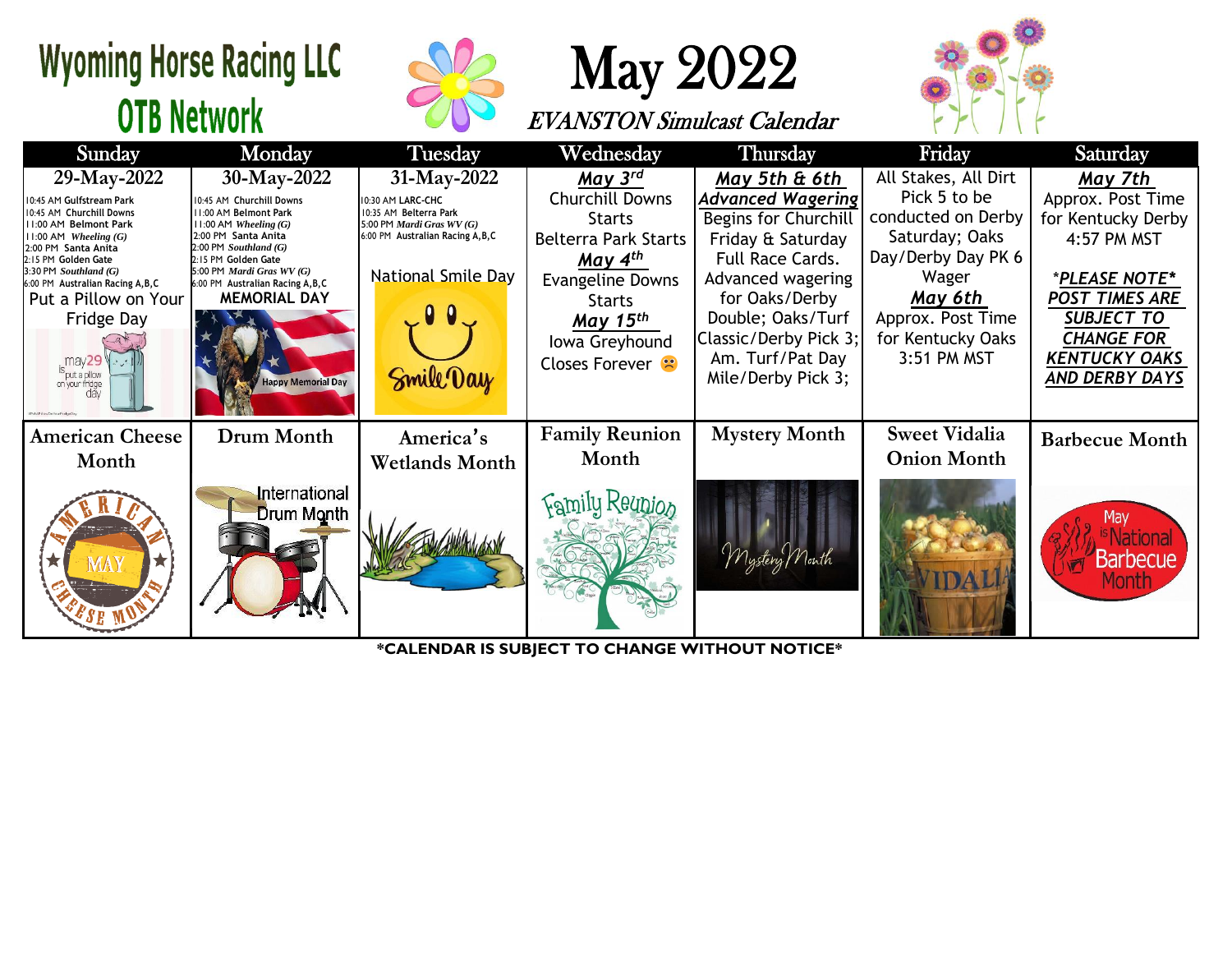# Wyoming Horse Racing LLC
## OTB Network

# May 2022
*EVANSTON Simulcast Calendar*

| Sunday | Monday | Tuesday | Wednesday | Thursday | Friday | Saturday |
|---|---|---|---|---|---|---|
| **29-May-2022**<br>10:45 AM Gulfstream Park<br>10:45 AM Churchill Downs<br>11:00 AM Belmont Park<br>11:00 AM *Wheeling (G)*<br>2:00 PM Santa Anita<br>2:15 PM Golden Gate<br>3:30 PM *Southland (G)*<br>6:00 PM Australian Racing A,B,C<br>Put a Pillow on Your Fridge Day | **30-May-2022**<br>10:45 AM Churchill Downs<br>11:00 AM Belmont Park<br>11:00 AM *Wheeling (G)*<br>2:00 PM Santa Anita<br>2:00 PM *Southland (G)*<br>2:15 PM Golden Gate<br>5:00 PM *Mardi Gras WV (G)*<br>6:00 PM Australian Racing A,B,C<br>**MEMORIAL DAY** | **31-May-2022**<br>10:30 AM LARC-CHC<br>10:35 AM Belterra Park<br>5:00 PM *Mardi Gras WV (G)*<br>6:00 PM Australian Racing A,B,C<br>National Smile Day | ***May 3rd***<br>Churchill Downs Starts<br>Belterra Park Starts<br>***May 4th***<br>Evangeline Downs Starts<br>***May 15th***<br>Iowa Greyhound Closes Forever ☹ | ***May 5th & 6th Advanced Wagering***<br>Begins for Churchill Friday & Saturday Full Race Cards. Advanced wagering for Oaks/Derby Double; Oaks/Turf Classic/Derby Pick 3; Am. Turf/Pat Day Mile/Derby Pick 3; | All Stakes, All Dirt Pick 5 to be conducted on Derby Saturday; Oaks Day/Derby Day PK 6 Wager<br>***May 6th***<br>Approx. Post Time for Kentucky Oaks 3:51 PM MST | ***May 7th***<br>Approx. Post Time for Kentucky Derby 4:57 PM MST<br><br>****PLEASE NOTE* POST TIMES ARE SUBJECT TO CHANGE FOR KENTUCKY OAKS AND DERBY DAYS*** |
| **American Cheese Month** | **Drum Month** | **America's Wetlands Month** | **Family Reunion Month** | **Mystery Month** | **Sweet Vidalia Onion Month** | **Barbecue Month** |

***CALENDAR IS SUBJECT TO CHANGE WITHOUT NOTICE***